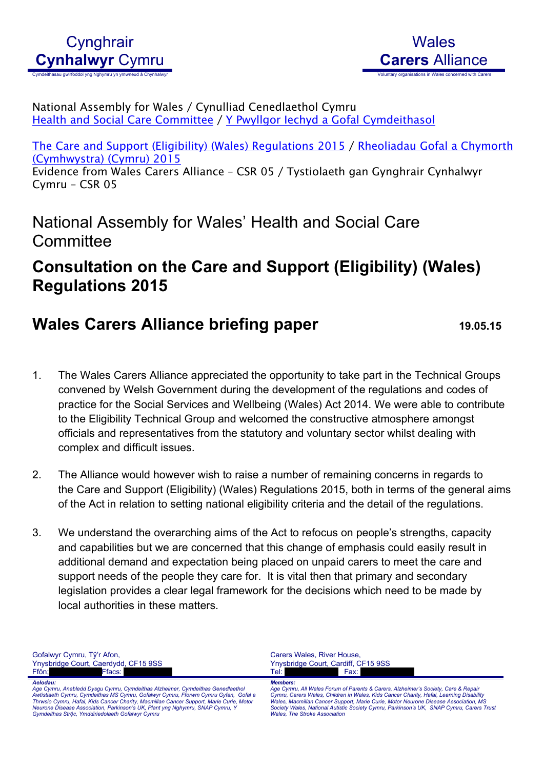Cynghrair **Cynhalwyr** Cymru
Cymdeithasau gwirfoddol yng Nghymru yn ymwneud â Chynhalwyr

Wales **Carers** Alliance
Voluntary organisations in Wales concerned with Carers

National Assembly for Wales / Cynulliad Cenedlaethol Cymru
Health and Social Care Committee / Y Pwyllgor Iechyd a Gofal Cymdeithasol

The Care and Support (Eligibility) (Wales) Regulations 2015 / Rheoliadau Gofal a Chymorth (Cymhwystra) (Cymru) 2015
Evidence from Wales Carers Alliance – CSR 05 / Tystiolaeth gan Gynghrair Cynhalwyr Cymru – CSR 05

# National Assembly for Wales' Health and Social Care Committee

## Consultation on the Care and Support (Eligibility) (Wales) Regulations 2015

## Wales Carers Alliance briefing paper

**19.05.15**

1. The Wales Carers Alliance appreciated the opportunity to take part in the Technical Groups convened by Welsh Government during the development of the regulations and codes of practice for the Social Services and Wellbeing (Wales) Act 2014. We were able to contribute to the Eligibility Technical Group and welcomed the constructive atmosphere amongst officials and representatives from the statutory and voluntary sector whilst dealing with complex and difficult issues.

2. The Alliance would however wish to raise a number of remaining concerns in regards to the Care and Support (Eligibility) (Wales) Regulations 2015, both in terms of the general aims of the Act in relation to setting national eligibility criteria and the detail of the regulations.

3. We understand the overarching aims of the Act to refocus on people's strengths, capacity and capabilities but we are concerned that this change of emphasis could easily result in additional demand and expectation being placed on unpaid carers to meet the care and support needs of the people they care for. It is vital then that primary and secondary legislation provides a clear legal framework for the decisions which need to be made by local authorities in these matters.

Gofalwyr Cymru, Tŷ'r Afon,
Ynysbridge Court, Caerdydd, CF15 9SS
Ffôn: Ffacs:

*Aelodau:*
*Age Cymru, Anabledd Dysgu Cymru, Cymdeithas Alzheimer, Cymdeithas Genedlaethol Awtistiaeth Cymru, Cymdeithas MS Cymru, Gofalwyr Cymru, Fforwm Cymru Gyfan, Gofal a Thrwsio Cymru, Hafal, Kids Cancer Charity, Macmillan Cancer Support, Marie Curie, Motor Neurone Disease Association, Parkinson's UK, Plant yng Nghymru, SNAP Cymru, Y Gymdeithas Strôc, Ymddiriedolaeth Gofalwyr Cymru*

Carers Wales, River House,
Ynysbridge Court, Cardiff, CF15 9SS
Tel: Fax:

*Members:*
*Age Cymru, All Wales Forum of Parents & Carers, Alzheimer's Society, Care & Repair Cymru, Carers Wales, Children in Wales, Kids Cancer Charity, Hafal, Learning Disability Wales, Macmillan Cancer Support, Marie Curie, Motor Neurone Disease Association, MS Society Wales, National Autistic Society Cymru, Parkinson's UK, SNAP Cymru, Carers Trust Wales, The Stroke Association*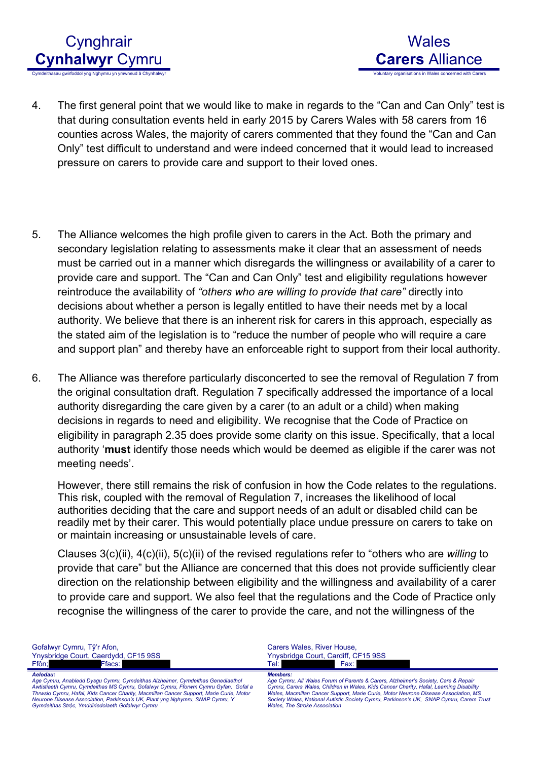4. The first general point that we would like to make in regards to the “Can and Can Only” test is that during consultation events held in early 2015 by Carers Wales with 58 carers from 16 counties across Wales, the majority of carers commented that they found the “Can and Can Only” test difficult to understand and were indeed concerned that it would lead to increased pressure on carers to provide care and support to their loved ones.

5. The Alliance welcomes the high profile given to carers in the Act. Both the primary and secondary legislation relating to assessments make it clear that an assessment of needs must be carried out in a manner which disregards the willingness or availability of a carer to provide care and support. The “Can and Can Only” test and eligibility regulations however reintroduce the availability of *“others who are willing to provide that care”* directly into decisions about whether a person is legally entitled to have their needs met by a local authority. We believe that there is an inherent risk for carers in this approach, especially as the stated aim of the legislation is to “reduce the number of people who will require a care and support plan” and thereby have an enforceable right to support from their local authority.

6. The Alliance was therefore particularly disconcerted to see the removal of Regulation 7 from the original consultation draft. Regulation 7 specifically addressed the importance of a local authority disregarding the care given by a carer (to an adult or a child) when making decisions in regards to need and eligibility. We recognise that the Code of Practice on eligibility in paragraph 2.35 does provide some clarity on this issue. Specifically, that a local authority ‘**must** identify those needs which would be deemed as eligible if the carer was not meeting needs’.

   However, there still remains the risk of confusion in how the Code relates to the regulations. This risk, coupled with the removal of Regulation 7, increases the likelihood of local authorities deciding that the care and support needs of an adult or disabled child can be readily met by their carer. This would potentially place undue pressure on carers to take on or maintain increasing or unsustainable levels of care.

   Clauses 3(c)(ii), 4(c)(ii), 5(c)(ii) of the revised regulations refer to “others who are *willing* to provide that care” but the Alliance are concerned that this does not provide sufficiently clear direction on the relationship between eligibility and the willingness and availability of a carer to provide care and support. We also feel that the regulations and the Code of Practice only recognise the willingness of the carer to provide the care, and not the willingness of the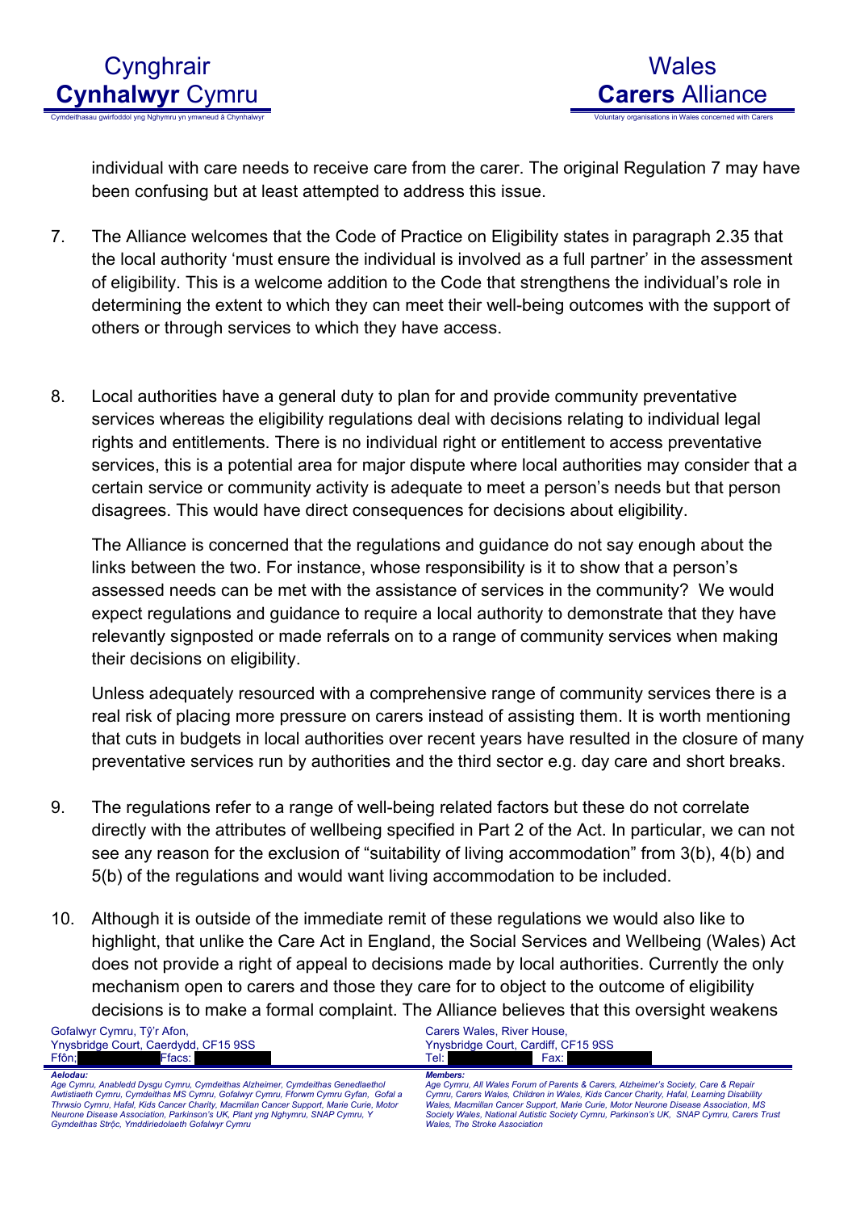individual with care needs to receive care from the carer. The original Regulation 7 may have been confusing but at least attempted to address this issue.

7. The Alliance welcomes that the Code of Practice on Eligibility states in paragraph 2.35 that the local authority 'must ensure the individual is involved as a full partner' in the assessment of eligibility. This is a welcome addition to the Code that strengthens the individual's role in determining the extent to which they can meet their well-being outcomes with the support of others or through services to which they have access.

8. Local authorities have a general duty to plan for and provide community preventative services whereas the eligibility regulations deal with decisions relating to individual legal rights and entitlements. There is no individual right or entitlement to access preventative services, this is a potential area for major dispute where local authorities may consider that a certain service or community activity is adequate to meet a person's needs but that person disagrees. This would have direct consequences for decisions about eligibility.

   The Alliance is concerned that the regulations and guidance do not say enough about the links between the two. For instance, whose responsibility is it to show that a person's assessed needs can be met with the assistance of services in the community? We would expect regulations and guidance to require a local authority to demonstrate that they have relevantly signposted or made referrals on to a range of community services when making their decisions on eligibility.

   Unless adequately resourced with a comprehensive range of community services there is a real risk of placing more pressure on carers instead of assisting them. It is worth mentioning that cuts in budgets in local authorities over recent years have resulted in the closure of many preventative services run by authorities and the third sector e.g. day care and short breaks.

9. The regulations refer to a range of well-being related factors but these do not correlate directly with the attributes of wellbeing specified in Part 2 of the Act. In particular, we can not see any reason for the exclusion of "suitability of living accommodation" from 3(b), 4(b) and 5(b) of the regulations and would want living accommodation to be included.

10. Although it is outside of the immediate remit of these regulations we would also like to highlight, that unlike the Care Act in England, the Social Services and Wellbeing (Wales) Act does not provide a right of appeal to decisions made by local authorities. Currently the only mechanism open to carers and those they care for to object to the outcome of eligibility decisions is to make a formal complaint. The Alliance believes that this oversight weakens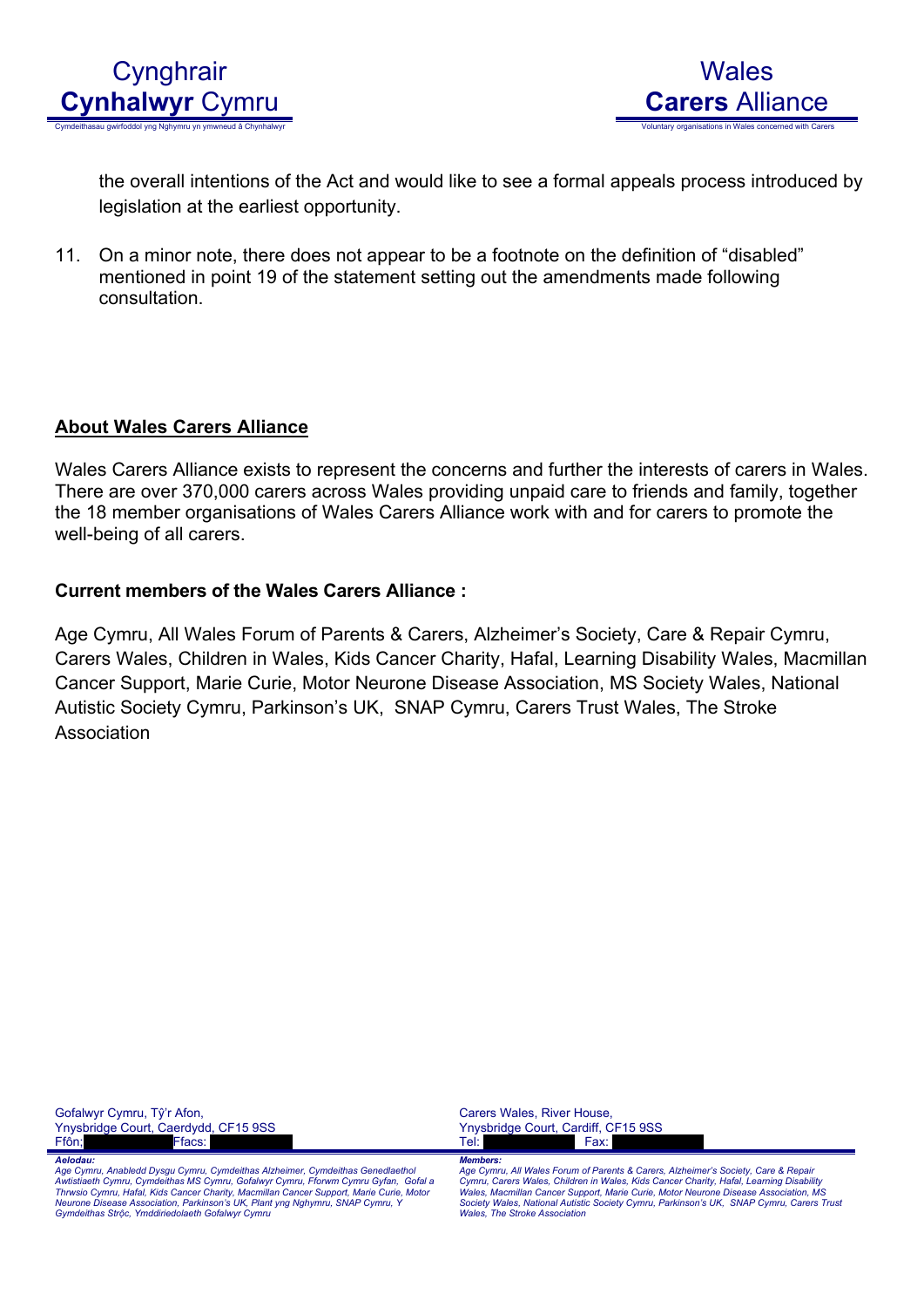the overall intentions of the Act and would like to see a formal appeals process introduced by legislation at the earliest opportunity.

11. On a minor note, there does not appear to be a footnote on the definition of "disabled" mentioned in point 19 of the statement setting out the amendments made following consultation.

## About Wales Carers Alliance

Wales Carers Alliance exists to represent the concerns and further the interests of carers in Wales. There are over 370,000 carers across Wales providing unpaid care to friends and family, together the 18 member organisations of Wales Carers Alliance work with and for carers to promote the well-being of all carers.

### Current members of the Wales Carers Alliance :

Age Cymru, All Wales Forum of Parents & Carers, Alzheimer's Society, Care & Repair Cymru, Carers Wales, Children in Wales, Kids Cancer Charity, Hafal, Learning Disability Wales, Macmillan Cancer Support, Marie Curie, Motor Neurone Disease Association, MS Society Wales, National Autistic Society Cymru, Parkinson's UK, SNAP Cymru, Carers Trust Wales, The Stroke Association